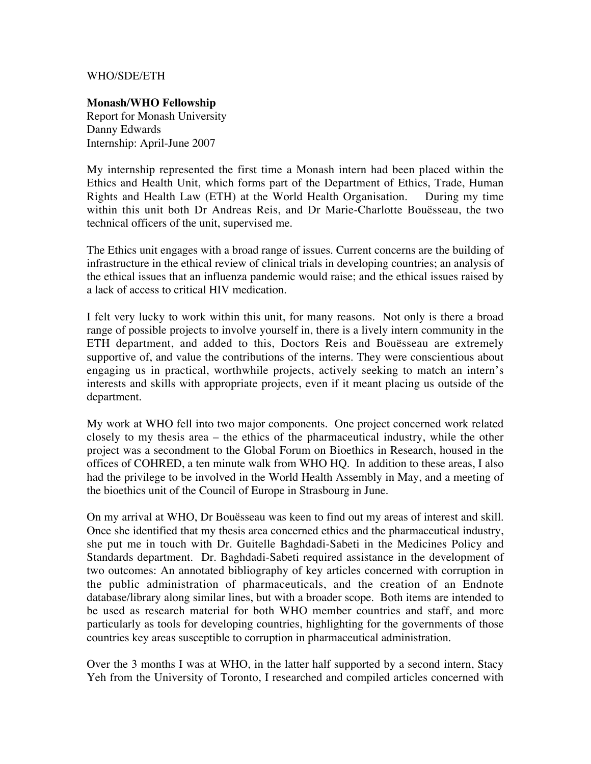WHO/SDE/ETH

**Monash/WHO Fellowship**
Report for Monash University
Danny Edwards
Internship: April-June 2007

My internship represented the first time a Monash intern had been placed within the Ethics and Health Unit, which forms part of the Department of Ethics, Trade, Human Rights and Health Law (ETH) at the World Health Organisation. During my time within this unit both Dr Andreas Reis, and Dr Marie-Charlotte Bouësseau, the two technical officers of the unit, supervised me.

The Ethics unit engages with a broad range of issues. Current concerns are the building of infrastructure in the ethical review of clinical trials in developing countries; an analysis of the ethical issues that an influenza pandemic would raise; and the ethical issues raised by a lack of access to critical HIV medication.

I felt very lucky to work within this unit, for many reasons. Not only is there a broad range of possible projects to involve yourself in, there is a lively intern community in the ETH department, and added to this, Doctors Reis and Bouësseau are extremely supportive of, and value the contributions of the interns. They were conscientious about engaging us in practical, worthwhile projects, actively seeking to match an intern's interests and skills with appropriate projects, even if it meant placing us outside of the department.

My work at WHO fell into two major components. One project concerned work related closely to my thesis area – the ethics of the pharmaceutical industry, while the other project was a secondment to the Global Forum on Bioethics in Research, housed in the offices of COHRED, a ten minute walk from WHO HQ. In addition to these areas, I also had the privilege to be involved in the World Health Assembly in May, and a meeting of the bioethics unit of the Council of Europe in Strasbourg in June.

On my arrival at WHO, Dr Bouësseau was keen to find out my areas of interest and skill. Once she identified that my thesis area concerned ethics and the pharmaceutical industry, she put me in touch with Dr. Guitelle Baghdadi-Sabeti in the Medicines Policy and Standards department. Dr. Baghdadi-Sabeti required assistance in the development of two outcomes: An annotated bibliography of key articles concerned with corruption in the public administration of pharmaceuticals, and the creation of an Endnote database/library along similar lines, but with a broader scope. Both items are intended to be used as research material for both WHO member countries and staff, and more particularly as tools for developing countries, highlighting for the governments of those countries key areas susceptible to corruption in pharmaceutical administration.

Over the 3 months I was at WHO, in the latter half supported by a second intern, Stacy Yeh from the University of Toronto, I researched and compiled articles concerned with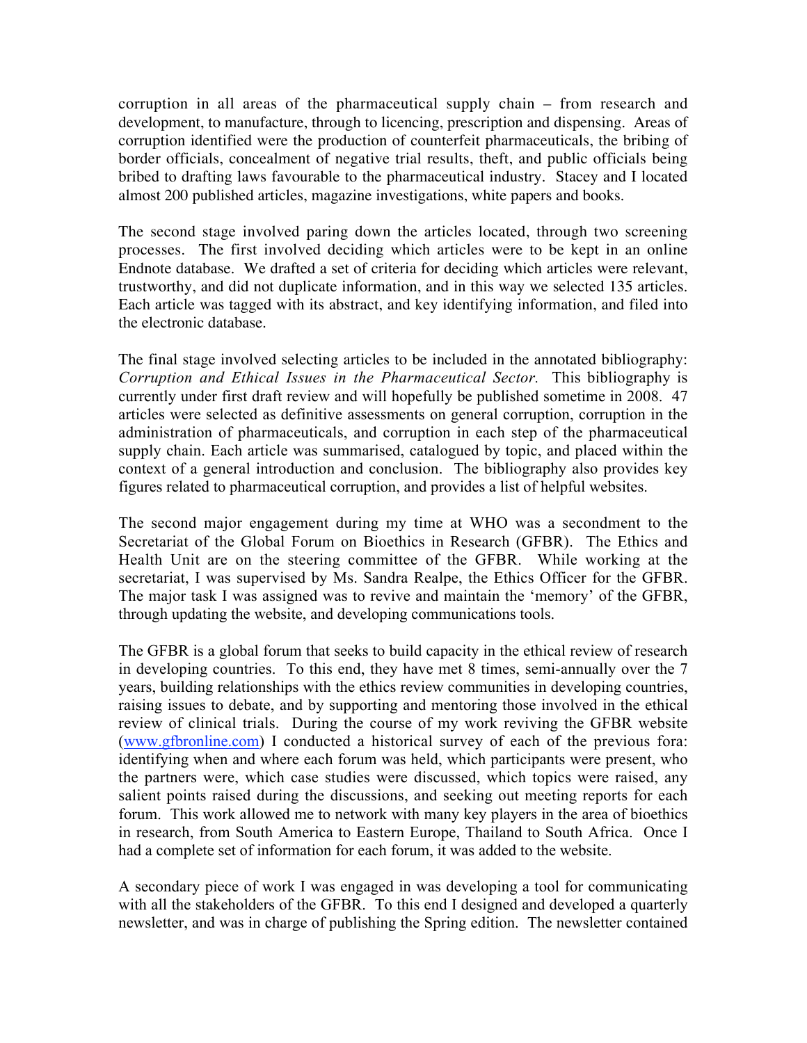corruption in all areas of the pharmaceutical supply chain – from research and development, to manufacture, through to licencing, prescription and dispensing. Areas of corruption identified were the production of counterfeit pharmaceuticals, the bribing of border officials, concealment of negative trial results, theft, and public officials being bribed to drafting laws favourable to the pharmaceutical industry. Stacey and I located almost 200 published articles, magazine investigations, white papers and books.

The second stage involved paring down the articles located, through two screening processes. The first involved deciding which articles were to be kept in an online Endnote database. We drafted a set of criteria for deciding which articles were relevant, trustworthy, and did not duplicate information, and in this way we selected 135 articles. Each article was tagged with its abstract, and key identifying information, and filed into the electronic database.

The final stage involved selecting articles to be included in the annotated bibliography: *Corruption and Ethical Issues in the Pharmaceutical Sector.* This bibliography is currently under first draft review and will hopefully be published sometime in 2008. 47 articles were selected as definitive assessments on general corruption, corruption in the administration of pharmaceuticals, and corruption in each step of the pharmaceutical supply chain. Each article was summarised, catalogued by topic, and placed within the context of a general introduction and conclusion. The bibliography also provides key figures related to pharmaceutical corruption, and provides a list of helpful websites.

The second major engagement during my time at WHO was a secondment to the Secretariat of the Global Forum on Bioethics in Research (GFBR). The Ethics and Health Unit are on the steering committee of the GFBR. While working at the secretariat, I was supervised by Ms. Sandra Realpe, the Ethics Officer for the GFBR. The major task I was assigned was to revive and maintain the 'memory' of the GFBR, through updating the website, and developing communications tools.

The GFBR is a global forum that seeks to build capacity in the ethical review of research in developing countries. To this end, they have met 8 times, semi-annually over the 7 years, building relationships with the ethics review communities in developing countries, raising issues to debate, and by supporting and mentoring those involved in the ethical review of clinical trials. During the course of my work reviving the GFBR website (www.gfbronline.com) I conducted a historical survey of each of the previous fora: identifying when and where each forum was held, which participants were present, who the partners were, which case studies were discussed, which topics were raised, any salient points raised during the discussions, and seeking out meeting reports for each forum. This work allowed me to network with many key players in the area of bioethics in research, from South America to Eastern Europe, Thailand to South Africa. Once I had a complete set of information for each forum, it was added to the website.

A secondary piece of work I was engaged in was developing a tool for communicating with all the stakeholders of the GFBR. To this end I designed and developed a quarterly newsletter, and was in charge of publishing the Spring edition. The newsletter contained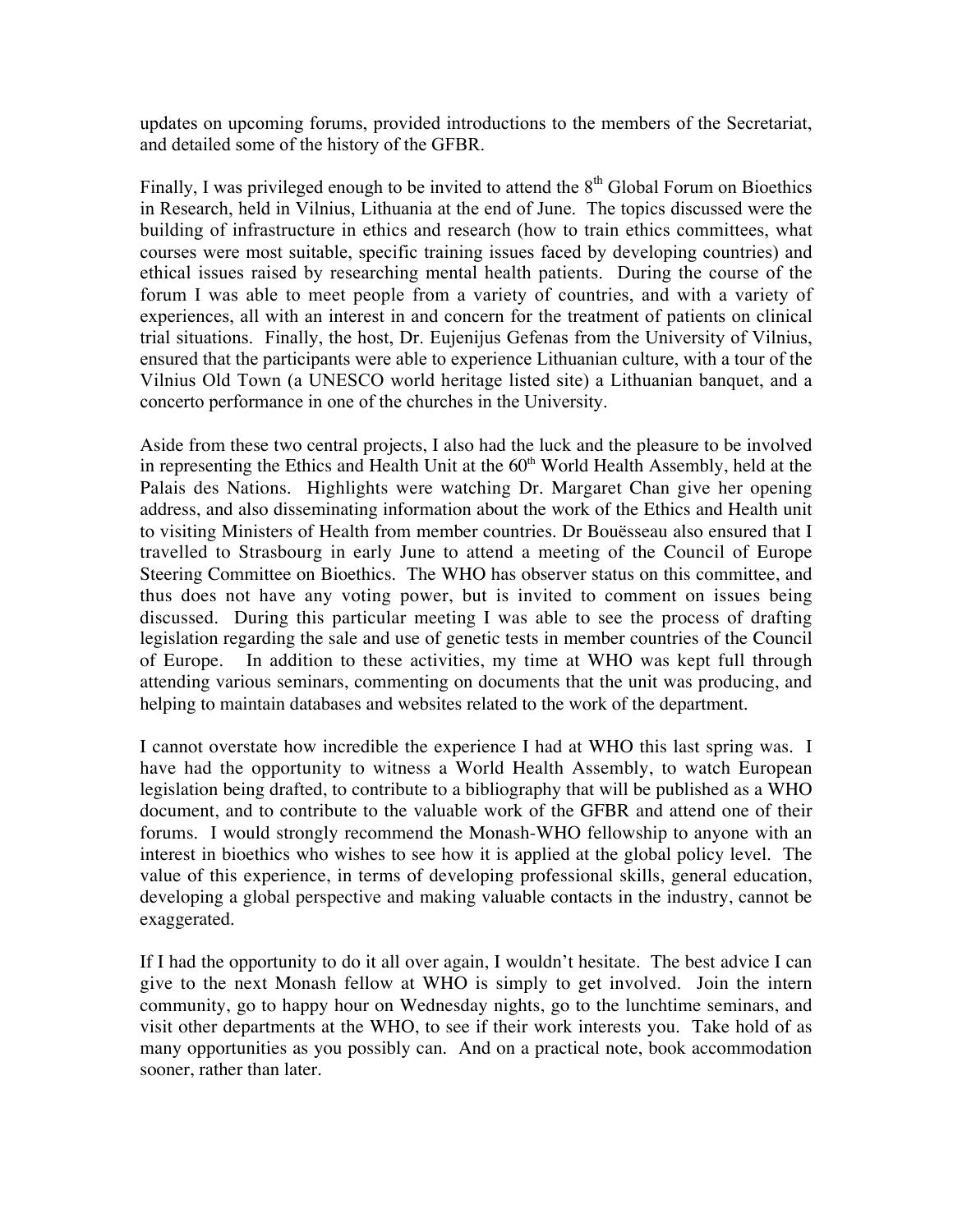updates on upcoming forums, provided introductions to the members of the Secretariat, and detailed some of the history of the GFBR.

Finally, I was privileged enough to be invited to attend the 8th Global Forum on Bioethics in Research, held in Vilnius, Lithuania at the end of June. The topics discussed were the building of infrastructure in ethics and research (how to train ethics committees, what courses were most suitable, specific training issues faced by developing countries) and ethical issues raised by researching mental health patients. During the course of the forum I was able to meet people from a variety of countries, and with a variety of experiences, all with an interest in and concern for the treatment of patients on clinical trial situations. Finally, the host, Dr. Eujenijus Gefenas from the University of Vilnius, ensured that the participants were able to experience Lithuanian culture, with a tour of the Vilnius Old Town (a UNESCO world heritage listed site) a Lithuanian banquet, and a concerto performance in one of the churches in the University.

Aside from these two central projects, I also had the luck and the pleasure to be involved in representing the Ethics and Health Unit at the 60th World Health Assembly, held at the Palais des Nations. Highlights were watching Dr. Margaret Chan give her opening address, and also disseminating information about the work of the Ethics and Health unit to visiting Ministers of Health from member countries. Dr Bouësseau also ensured that I travelled to Strasbourg in early June to attend a meeting of the Council of Europe Steering Committee on Bioethics. The WHO has observer status on this committee, and thus does not have any voting power, but is invited to comment on issues being discussed. During this particular meeting I was able to see the process of drafting legislation regarding the sale and use of genetic tests in member countries of the Council of Europe. In addition to these activities, my time at WHO was kept full through attending various seminars, commenting on documents that the unit was producing, and helping to maintain databases and websites related to the work of the department.

I cannot overstate how incredible the experience I had at WHO this last spring was. I have had the opportunity to witness a World Health Assembly, to watch European legislation being drafted, to contribute to a bibliography that will be published as a WHO document, and to contribute to the valuable work of the GFBR and attend one of their forums. I would strongly recommend the Monash-WHO fellowship to anyone with an interest in bioethics who wishes to see how it is applied at the global policy level. The value of this experience, in terms of developing professional skills, general education, developing a global perspective and making valuable contacts in the industry, cannot be exaggerated.

If I had the opportunity to do it all over again, I wouldn't hesitate. The best advice I can give to the next Monash fellow at WHO is simply to get involved. Join the intern community, go to happy hour on Wednesday nights, go to the lunchtime seminars, and visit other departments at the WHO, to see if their work interests you. Take hold of as many opportunities as you possibly can. And on a practical note, book accommodation sooner, rather than later.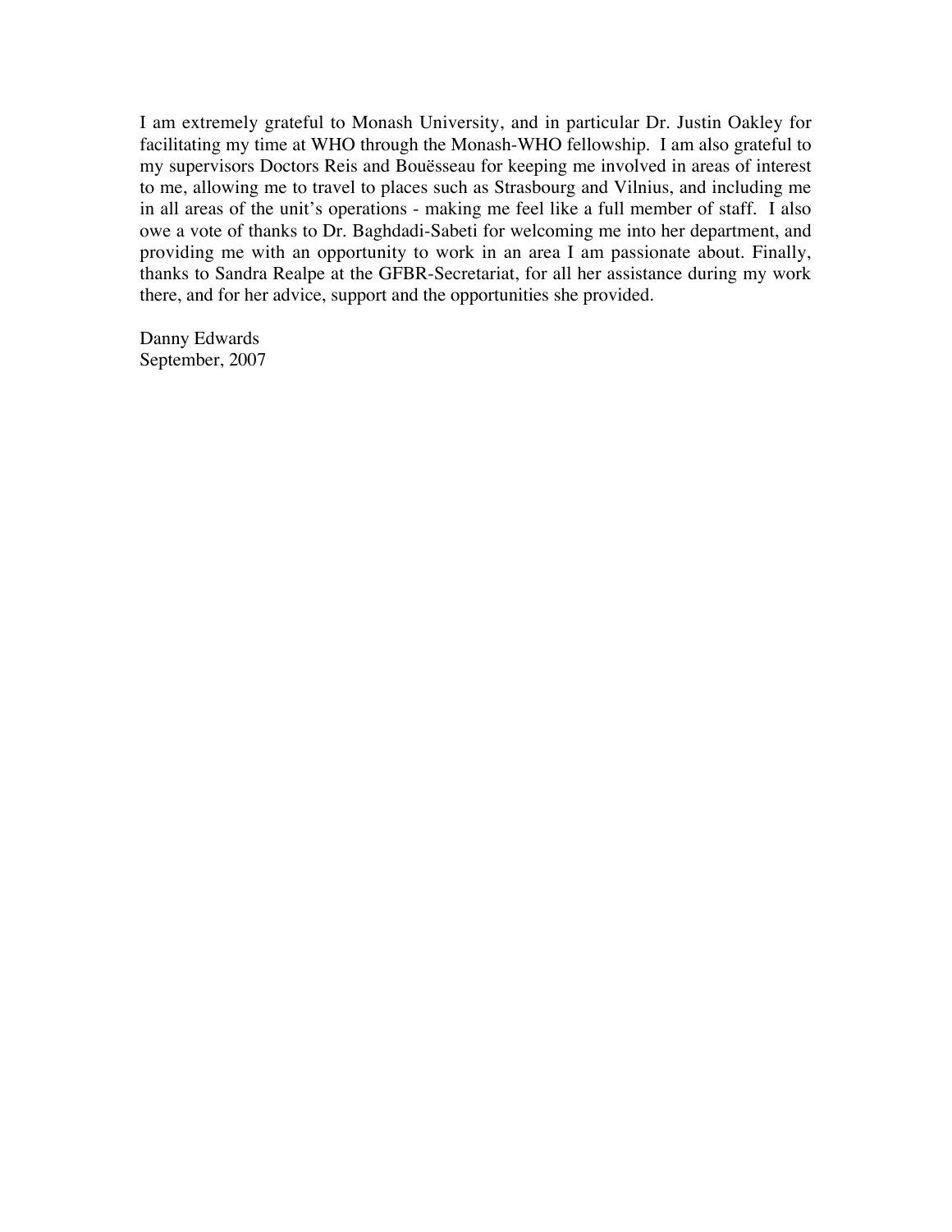I am extremely grateful to Monash University, and in particular Dr. Justin Oakley for facilitating my time at WHO through the Monash-WHO fellowship. I am also grateful to my supervisors Doctors Reis and Bouësseau for keeping me involved in areas of interest to me, allowing me to travel to places such as Strasbourg and Vilnius, and including me in all areas of the unit's operations - making me feel like a full member of staff. I also owe a vote of thanks to Dr. Baghdadi-Sabeti for welcoming me into her department, and providing me with an opportunity to work in an area I am passionate about. Finally, thanks to Sandra Realpe at the GFBR-Secretariat, for all her assistance during my work there, and for her advice, support and the opportunities she provided.

Danny Edwards
September, 2007